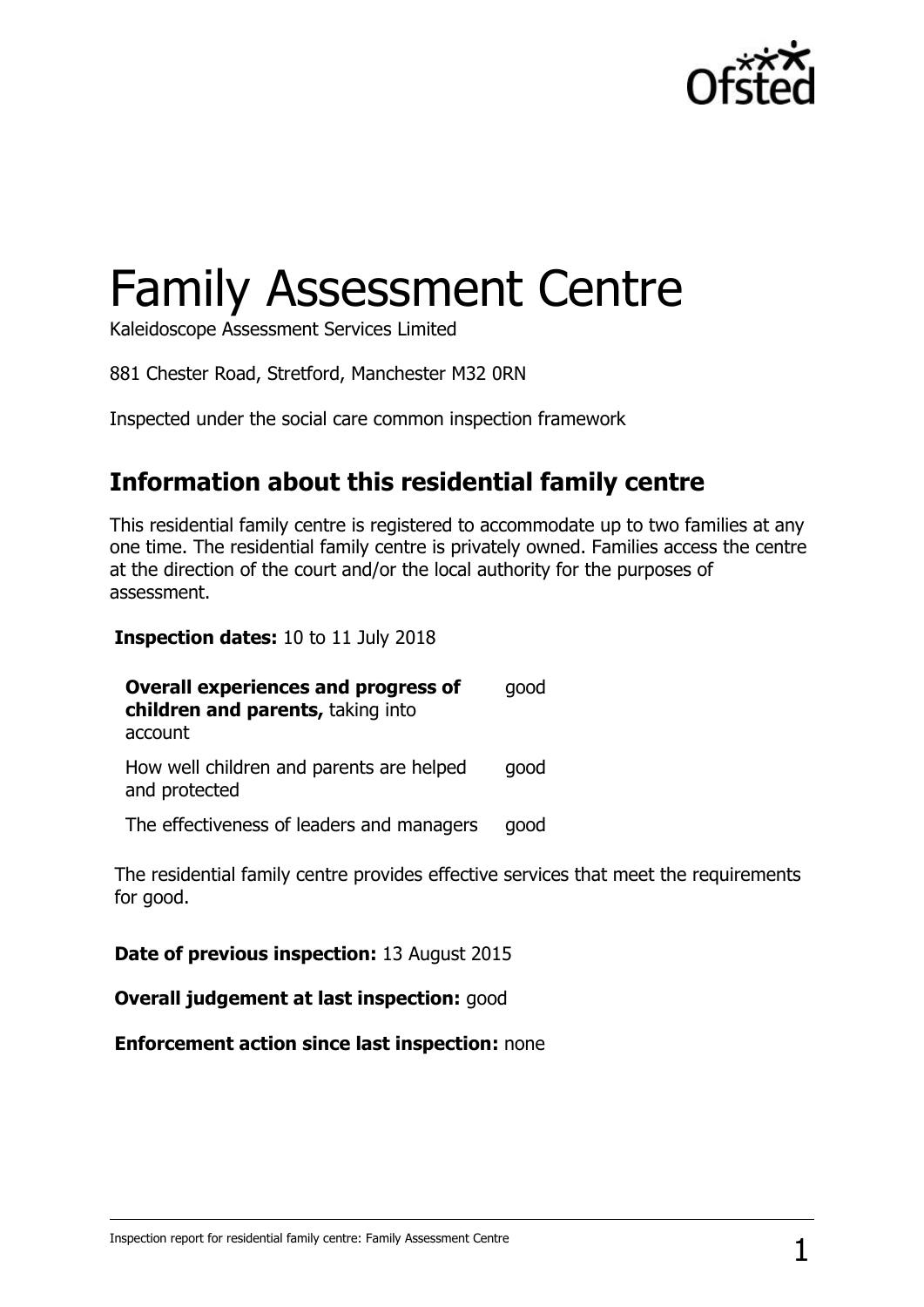# Family Assessment Centre

Kaleidoscope Assessment Services Limited

881 Chester Road, Stretford, Manchester M32 0RN

Inspected under the social care common inspection framework

## Information about this residential family centre

This residential family centre is registered to accommodate up to two families at any one time. The residential family centre is privately owned. Families access the centre at the direction of the court and/or the local authority for the purposes of assessment.

**Inspection dates:** 10 to 11 July 2018

| | |
|---|---|
| **Overall experiences and progress of children and parents,** taking into account | good |
| How well children and parents are helped and protected | good |
| The effectiveness of leaders and managers | good |

The residential family centre provides effective services that meet the requirements for good.

**Date of previous inspection:** 13 August 2015

**Overall judgement at last inspection:** good

**Enforcement action since last inspection:** none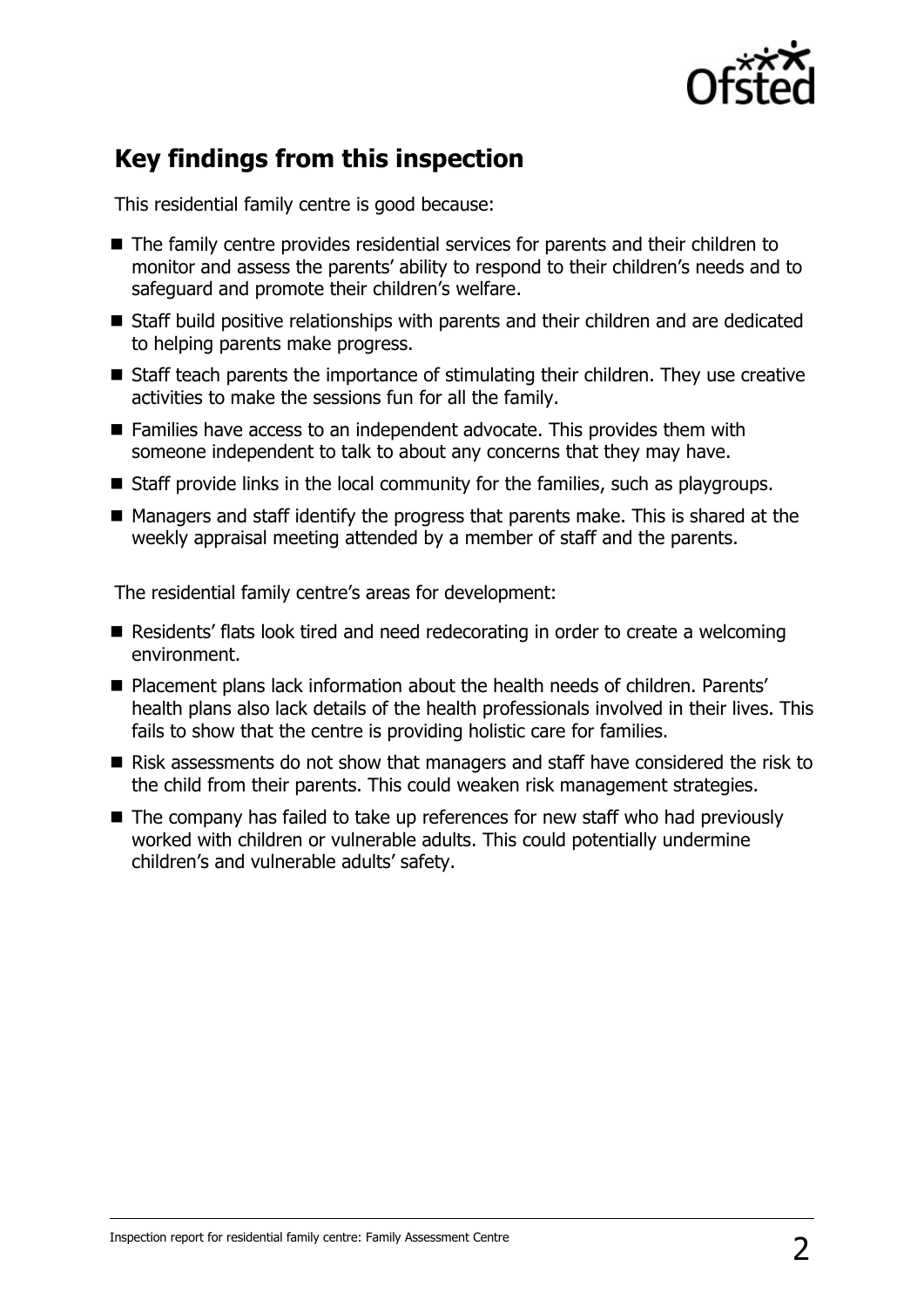## Key findings from this inspection

This residential family centre is good because:

- The family centre provides residential services for parents and their children to monitor and assess the parents' ability to respond to their children's needs and to safeguard and promote their children's welfare.
- Staff build positive relationships with parents and their children and are dedicated to helping parents make progress.
- Staff teach parents the importance of stimulating their children. They use creative activities to make the sessions fun for all the family.
- Families have access to an independent advocate. This provides them with someone independent to talk to about any concerns that they may have.
- Staff provide links in the local community for the families, such as playgroups.
- Managers and staff identify the progress that parents make. This is shared at the weekly appraisal meeting attended by a member of staff and the parents.

The residential family centre's areas for development:

- Residents' flats look tired and need redecorating in order to create a welcoming environment.
- Placement plans lack information about the health needs of children. Parents' health plans also lack details of the health professionals involved in their lives. This fails to show that the centre is providing holistic care for families.
- Risk assessments do not show that managers and staff have considered the risk to the child from their parents. This could weaken risk management strategies.
- The company has failed to take up references for new staff who had previously worked with children or vulnerable adults. This could potentially undermine children's and vulnerable adults' safety.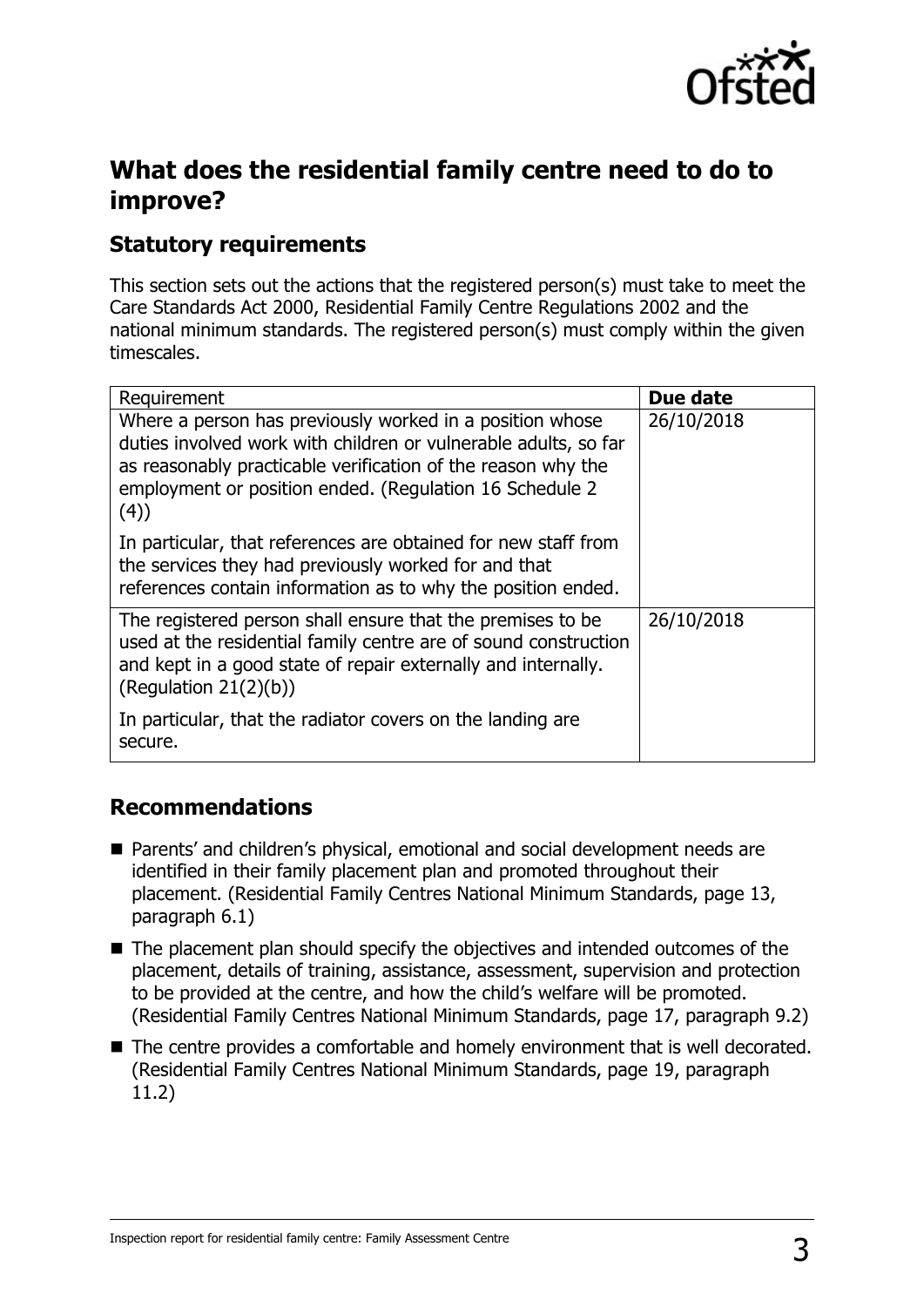## What does the residential family centre need to do to improve?

### Statutory requirements

This section sets out the actions that the registered person(s) must take to meet the Care Standards Act 2000, Residential Family Centre Regulations 2002 and the national minimum standards. The registered person(s) must comply within the given timescales.

| Requirement | **Due date** |
|---|---|
| Where a person has previously worked in a position whose duties involved work with children or vulnerable adults, so far as reasonably practicable verification of the reason why the employment or position ended. (Regulation 16 Schedule 2 (4))<br><br>In particular, that references are obtained for new staff from the services they had previously worked for and that references contain information as to why the position ended. | 26/10/2018 |
| The registered person shall ensure that the premises to be used at the residential family centre are of sound construction and kept in a good state of repair externally and internally. (Regulation 21(2)(b))<br><br>In particular, that the radiator covers on the landing are secure. | 26/10/2018 |

### Recommendations

- Parents' and children's physical, emotional and social development needs are identified in their family placement plan and promoted throughout their placement. (Residential Family Centres National Minimum Standards, page 13, paragraph 6.1)
- The placement plan should specify the objectives and intended outcomes of the placement, details of training, assistance, assessment, supervision and protection to be provided at the centre, and how the child's welfare will be promoted. (Residential Family Centres National Minimum Standards, page 17, paragraph 9.2)
- The centre provides a comfortable and homely environment that is well decorated. (Residential Family Centres National Minimum Standards, page 19, paragraph 11.2)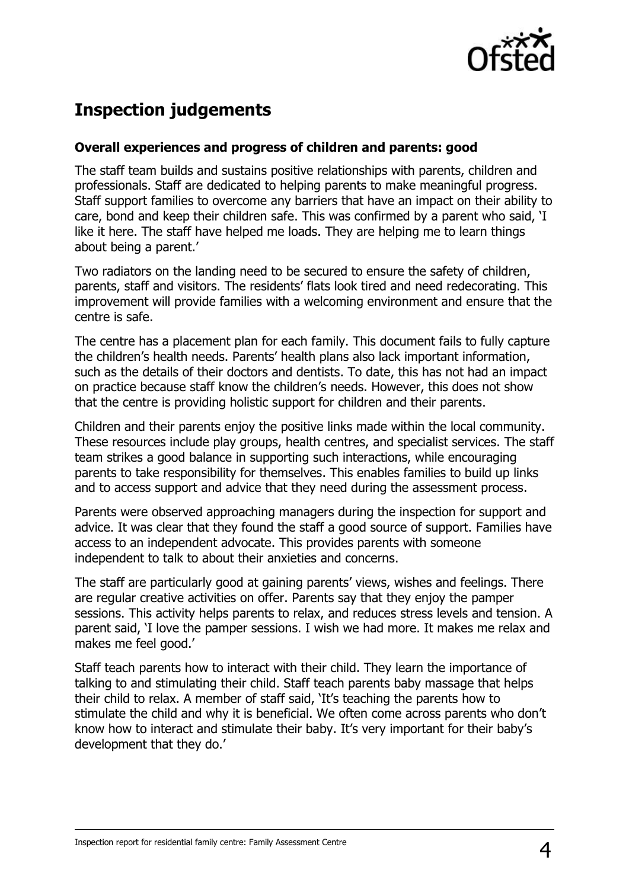## Inspection judgements

### Overall experiences and progress of children and parents: good

The staff team builds and sustains positive relationships with parents, children and professionals. Staff are dedicated to helping parents to make meaningful progress. Staff support families to overcome any barriers that have an impact on their ability to care, bond and keep their children safe. This was confirmed by a parent who said, 'I like it here. The staff have helped me loads. They are helping me to learn things about being a parent.'

Two radiators on the landing need to be secured to ensure the safety of children, parents, staff and visitors. The residents' flats look tired and need redecorating. This improvement will provide families with a welcoming environment and ensure that the centre is safe.

The centre has a placement plan for each family. This document fails to fully capture the children's health needs. Parents' health plans also lack important information, such as the details of their doctors and dentists. To date, this has not had an impact on practice because staff know the children's needs. However, this does not show that the centre is providing holistic support for children and their parents.

Children and their parents enjoy the positive links made within the local community. These resources include play groups, health centres, and specialist services. The staff team strikes a good balance in supporting such interactions, while encouraging parents to take responsibility for themselves. This enables families to build up links and to access support and advice that they need during the assessment process.

Parents were observed approaching managers during the inspection for support and advice. It was clear that they found the staff a good source of support. Families have access to an independent advocate. This provides parents with someone independent to talk to about their anxieties and concerns.

The staff are particularly good at gaining parents' views, wishes and feelings. There are regular creative activities on offer. Parents say that they enjoy the pamper sessions. This activity helps parents to relax, and reduces stress levels and tension. A parent said, 'I love the pamper sessions. I wish we had more. It makes me relax and makes me feel good.'

Staff teach parents how to interact with their child. They learn the importance of talking to and stimulating their child. Staff teach parents baby massage that helps their child to relax. A member of staff said, 'It's teaching the parents how to stimulate the child and why it is beneficial. We often come across parents who don't know how to interact and stimulate their baby. It's very important for their baby's development that they do.'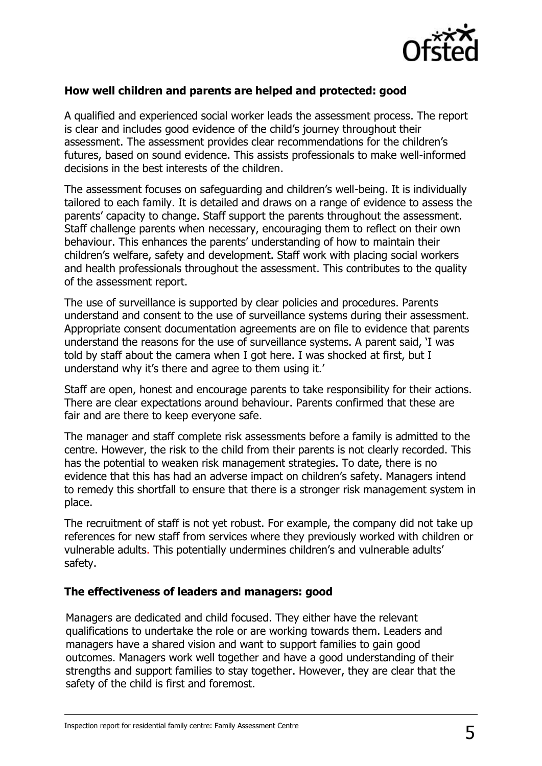**How well children and parents are helped and protected: good**

A qualified and experienced social worker leads the assessment process. The report is clear and includes good evidence of the child's journey throughout their assessment. The assessment provides clear recommendations for the children's futures, based on sound evidence. This assists professionals to make well-informed decisions in the best interests of the children.

The assessment focuses on safeguarding and children's well-being. It is individually tailored to each family. It is detailed and draws on a range of evidence to assess the parents' capacity to change. Staff support the parents throughout the assessment. Staff challenge parents when necessary, encouraging them to reflect on their own behaviour. This enhances the parents' understanding of how to maintain their children's welfare, safety and development. Staff work with placing social workers and health professionals throughout the assessment. This contributes to the quality of the assessment report.

The use of surveillance is supported by clear policies and procedures. Parents understand and consent to the use of surveillance systems during their assessment. Appropriate consent documentation agreements are on file to evidence that parents understand the reasons for the use of surveillance systems. A parent said, 'I was told by staff about the camera when I got here. I was shocked at first, but I understand why it's there and agree to them using it.'

Staff are open, honest and encourage parents to take responsibility for their actions. There are clear expectations around behaviour. Parents confirmed that these are fair and are there to keep everyone safe.

The manager and staff complete risk assessments before a family is admitted to the centre. However, the risk to the child from their parents is not clearly recorded. This has the potential to weaken risk management strategies. To date, there is no evidence that this has had an adverse impact on children's safety. Managers intend to remedy this shortfall to ensure that there is a stronger risk management system in place.

The recruitment of staff is not yet robust. For example, the company did not take up references for new staff from services where they previously worked with children or vulnerable adults. This potentially undermines children's and vulnerable adults' safety.

**The effectiveness of leaders and managers: good**

Managers are dedicated and child focused. They either have the relevant qualifications to undertake the role or are working towards them. Leaders and managers have a shared vision and want to support families to gain good outcomes. Managers work well together and have a good understanding of their strengths and support families to stay together. However, they are clear that the safety of the child is first and foremost.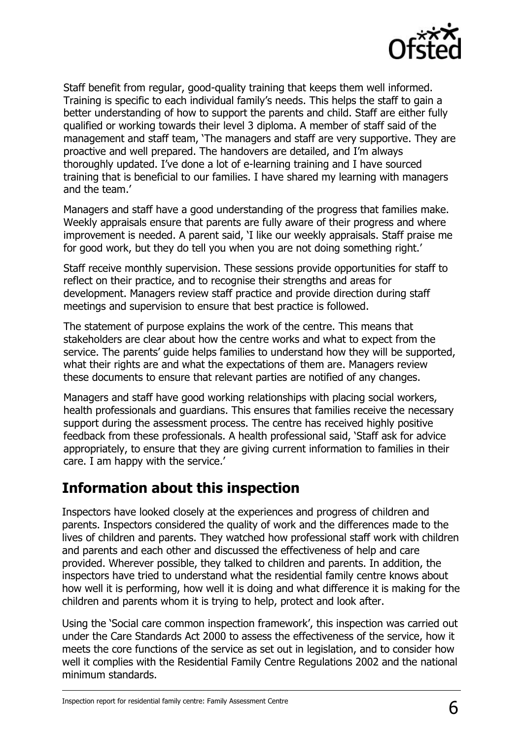Staff benefit from regular, good-quality training that keeps them well informed. Training is specific to each individual family's needs. This helps the staff to gain a better understanding of how to support the parents and child. Staff are either fully qualified or working towards their level 3 diploma. A member of staff said of the management and staff team, 'The managers and staff are very supportive. They are proactive and well prepared. The handovers are detailed, and I'm always thoroughly updated. I've done a lot of e-learning training and I have sourced training that is beneficial to our families. I have shared my learning with managers and the team.'

Managers and staff have a good understanding of the progress that families make. Weekly appraisals ensure that parents are fully aware of their progress and where improvement is needed. A parent said, 'I like our weekly appraisals. Staff praise me for good work, but they do tell you when you are not doing something right.'

Staff receive monthly supervision. These sessions provide opportunities for staff to reflect on their practice, and to recognise their strengths and areas for development. Managers review staff practice and provide direction during staff meetings and supervision to ensure that best practice is followed.

The statement of purpose explains the work of the centre. This means that stakeholders are clear about how the centre works and what to expect from the service. The parents' guide helps families to understand how they will be supported, what their rights are and what the expectations of them are. Managers review these documents to ensure that relevant parties are notified of any changes.

Managers and staff have good working relationships with placing social workers, health professionals and guardians. This ensures that families receive the necessary support during the assessment process. The centre has received highly positive feedback from these professionals. A health professional said, 'Staff ask for advice appropriately, to ensure that they are giving current information to families in their care. I am happy with the service.'

## Information about this inspection

Inspectors have looked closely at the experiences and progress of children and parents. Inspectors considered the quality of work and the differences made to the lives of children and parents. They watched how professional staff work with children and parents and each other and discussed the effectiveness of help and care provided. Wherever possible, they talked to children and parents. In addition, the inspectors have tried to understand what the residential family centre knows about how well it is performing, how well it is doing and what difference it is making for the children and parents whom it is trying to help, protect and look after.

Using the 'Social care common inspection framework', this inspection was carried out under the Care Standards Act 2000 to assess the effectiveness of the service, how it meets the core functions of the service as set out in legislation, and to consider how well it complies with the Residential Family Centre Regulations 2002 and the national minimum standards.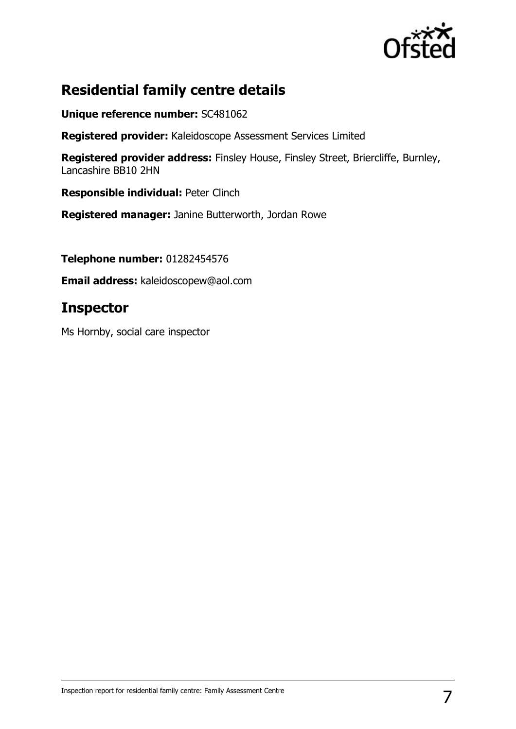## Residential family centre details

**Unique reference number:** SC481062

**Registered provider:** Kaleidoscope Assessment Services Limited

**Registered provider address:** Finsley House, Finsley Street, Briercliffe, Burnley, Lancashire BB10 2HN

**Responsible individual:** Peter Clinch

**Registered manager:** Janine Butterworth, Jordan Rowe

**Telephone number:** 01282454576

**Email address:** kaleidoscopew@aol.com

## Inspector

Ms Hornby, social care inspector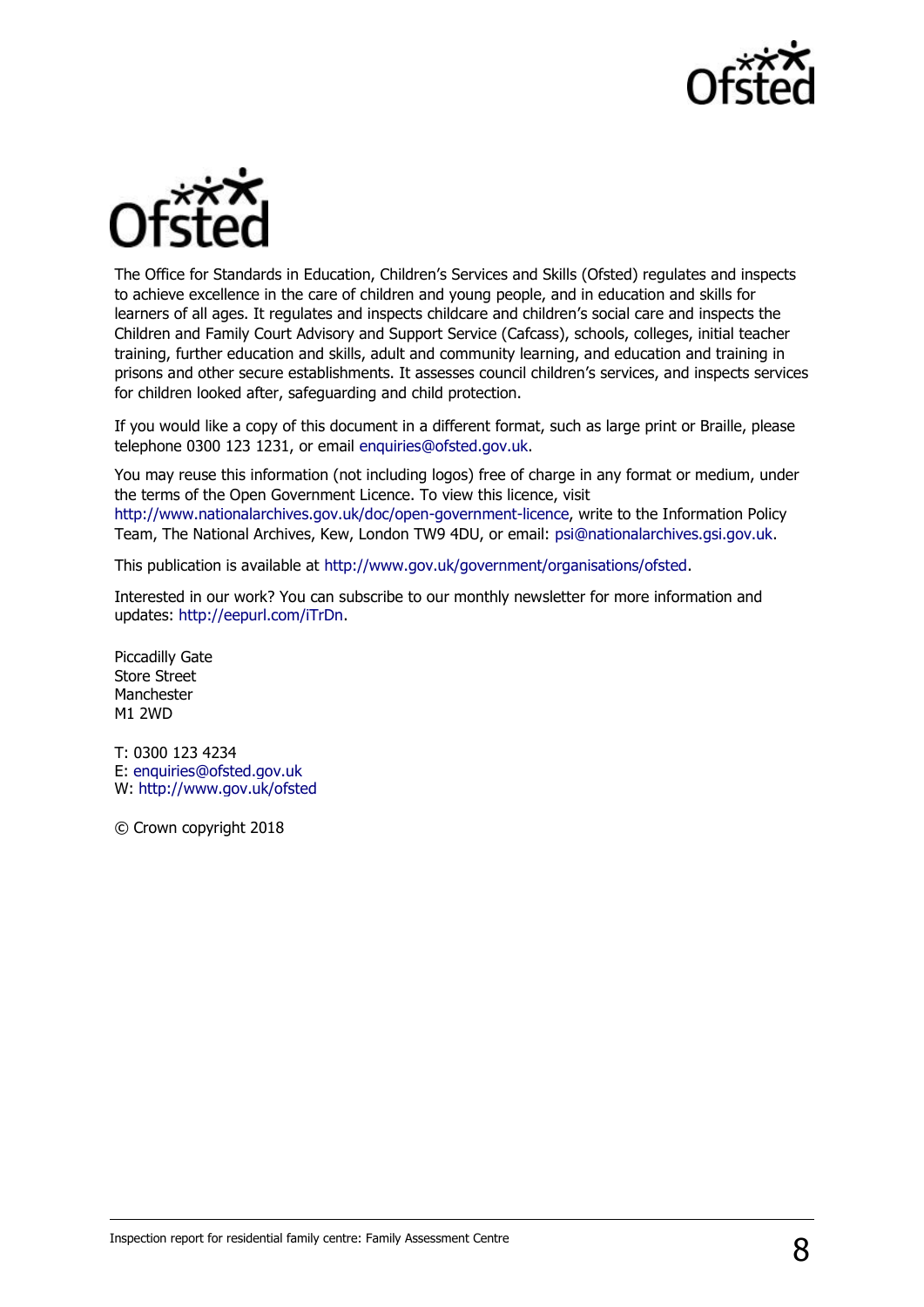The Office for Standards in Education, Children's Services and Skills (Ofsted) regulates and inspects to achieve excellence in the care of children and young people, and in education and skills for learners of all ages. It regulates and inspects childcare and children's social care and inspects the Children and Family Court Advisory and Support Service (Cafcass), schools, colleges, initial teacher training, further education and skills, adult and community learning, and education and training in prisons and other secure establishments. It assesses council children's services, and inspects services for children looked after, safeguarding and child protection.

If you would like a copy of this document in a different format, such as large print or Braille, please telephone 0300 123 1231, or email enquiries@ofsted.gov.uk.

You may reuse this information (not including logos) free of charge in any format or medium, under the terms of the Open Government Licence. To view this licence, visit http://www.nationalarchives.gov.uk/doc/open-government-licence, write to the Information Policy Team, The National Archives, Kew, London TW9 4DU, or email: psi@nationalarchives.gsi.gov.uk.

This publication is available at http://www.gov.uk/government/organisations/ofsted.

Interested in our work? You can subscribe to our monthly newsletter for more information and updates: http://eepurl.com/iTrDn.

Piccadilly Gate
Store Street
Manchester
M1 2WD

T: 0300 123 4234
E: enquiries@ofsted.gov.uk
W: http://www.gov.uk/ofsted

© Crown copyright 2018